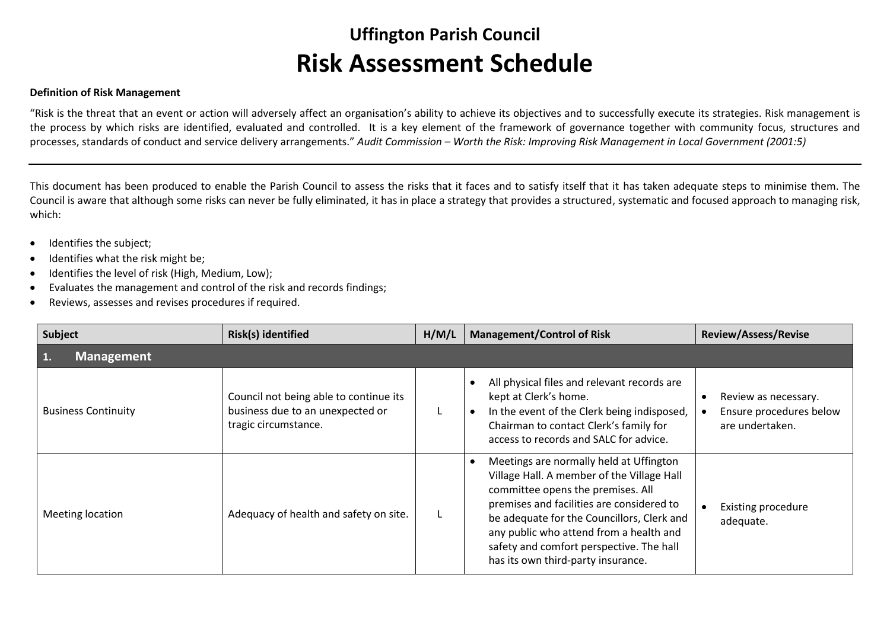# Uffington Parish Council

# Risk Assessment Schedule

**Definition of Risk Management**

"Risk is the threat that an event or action will adversely affect an organisation's ability to achieve its objectives and to successfully execute its strategies. Risk management is the process by which risks are identified, evaluated and controlled. It is a key element of the framework of governance together with community focus, structures and processes, standards of conduct and service delivery arrangements." *Audit Commission – Worth the Risk: Improving Risk Management in Local Government (2001:5)*

---

This document has been produced to enable the Parish Council to assess the risks that it faces and to satisfy itself that it has taken adequate steps to minimise them. The Council is aware that although some risks can never be fully eliminated, it has in place a strategy that provides a structured, systematic and focused approach to managing risk, which:

- Identifies the subject;
- Identifies what the risk might be;
- Identifies the level of risk (High, Medium, Low);
- Evaluates the management and control of the risk and records findings;
- Reviews, assesses and revises procedures if required.

| Subject | Risk(s) identified | H/M/L | Management/Control of Risk | Review/Assess/Revise |
|---|---|---|---|---|
| **1. Management** | | | | |
| Business Continuity | Council not being able to continue its business due to an unexpected or tragic circumstance. | L | • All physical files and relevant records are kept at Clerk's home.<br>• In the event of the Clerk being indisposed, Chairman to contact Clerk's family for access to records and SALC for advice. | • Review as necessary.<br>• Ensure procedures below are undertaken. |
| Meeting location | Adequacy of health and safety on site. | L | • Meetings are normally held at Uffington Village Hall. A member of the Village Hall committee opens the premises. All premises and facilities are considered to be adequate for the Councillors, Clerk and any public who attend from a health and safety and comfort perspective. The hall has its own third-party insurance. | • Existing procedure adequate. |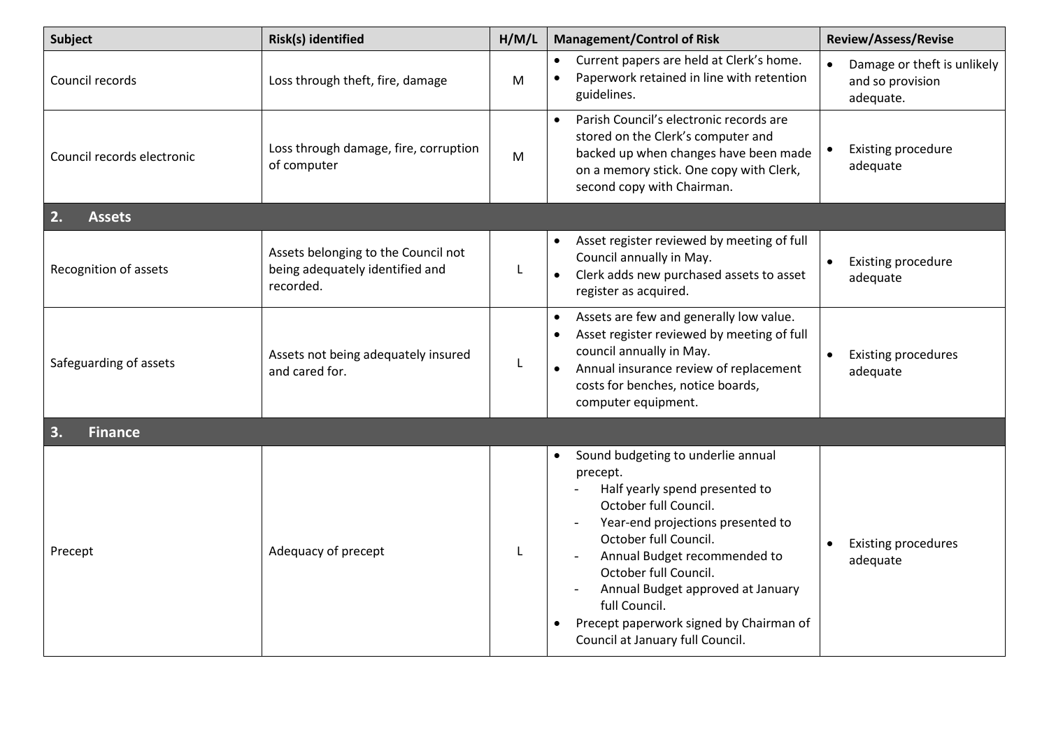| Subject | Risk(s) identified | H/M/L | Management/Control of Risk | Review/Assess/Revise |
|---|---|---|---|---|
| Council records | Loss through theft, fire, damage | M | • Current papers are held at Clerk's home.<br>• Paperwork retained in line with retention guidelines. | • Damage or theft is unlikely and so provision adequate. |
| Council records electronic | Loss through damage, fire, corruption of computer | M | • Parish Council's electronic records are stored on the Clerk's computer and backed up when changes have been made on a memory stick. One copy with Clerk, second copy with Chairman. | • Existing procedure adequate |
| **2. Assets** | | | | |
| Recognition of assets | Assets belonging to the Council not being adequately identified and recorded. | L | • Asset register reviewed by meeting of full Council annually in May.<br>• Clerk adds new purchased assets to asset register as acquired. | • Existing procedure adequate |
| Safeguarding of assets | Assets not being adequately insured and cared for. | L | • Assets are few and generally low value.<br>• Asset register reviewed by meeting of full council annually in May.<br>• Annual insurance review of replacement costs for benches, notice boards, computer equipment. | • Existing procedures adequate |
| **3. Finance** | | | | |
| Precept | Adequacy of precept | L | • Sound budgeting to underlie annual precept.<br>- Half yearly spend presented to October full Council.<br>- Year-end projections presented to October full Council.<br>- Annual Budget recommended to October full Council.<br>- Annual Budget approved at January full Council.<br>• Precept paperwork signed by Chairman of Council at January full Council. | • Existing procedures adequate |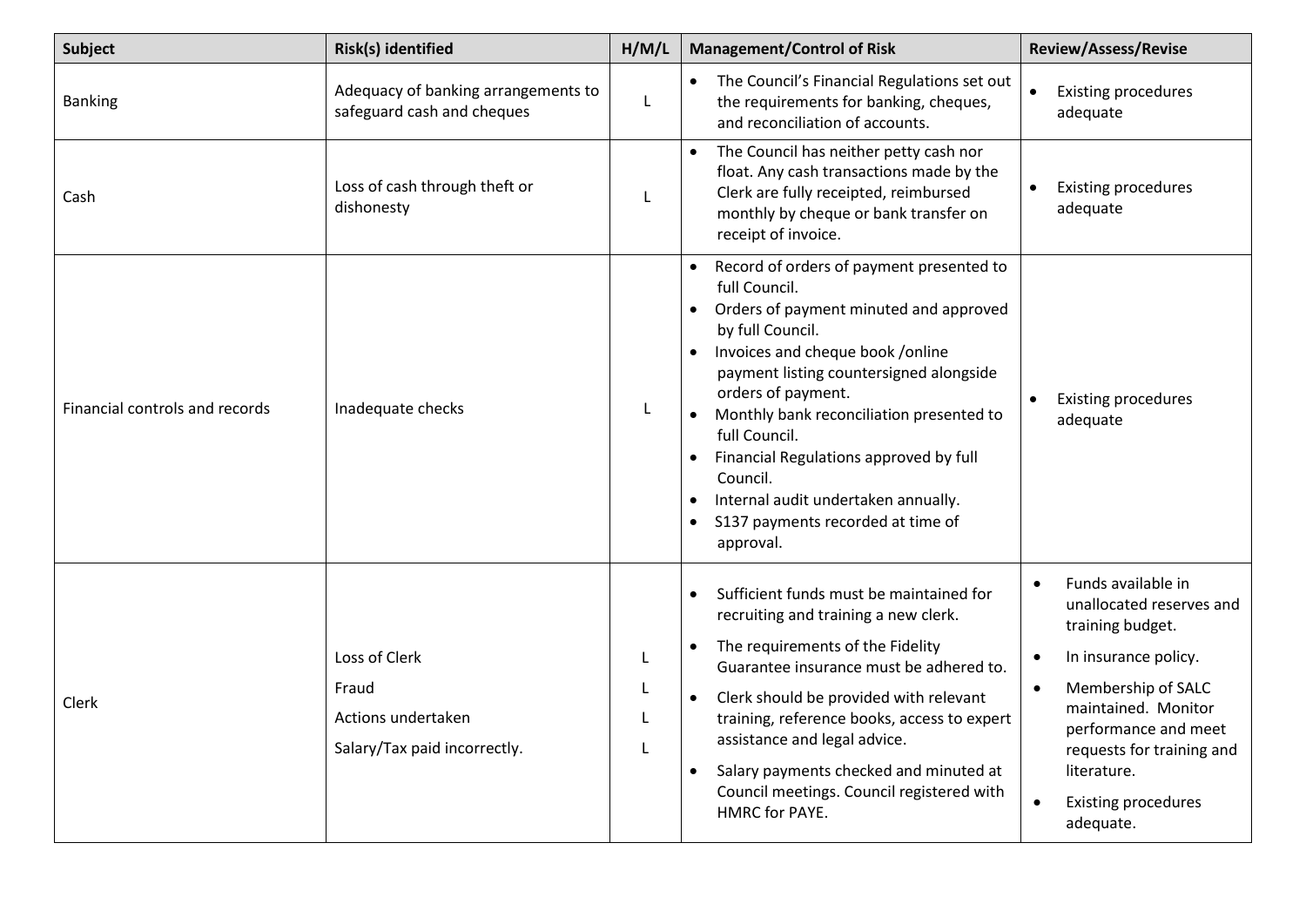| Subject | Risk(s) identified | H/M/L | Management/Control of Risk | Review/Assess/Revise |
|---|---|---|---|---|
| Banking | Adequacy of banking arrangements to safeguard cash and cheques | L | • The Council's Financial Regulations set out the requirements for banking, cheques, and reconciliation of accounts. | • Existing procedures adequate |
| Cash | Loss of cash through theft or dishonesty | L | • The Council has neither petty cash nor float. Any cash transactions made by the Clerk are fully receipted, reimbursed monthly by cheque or bank transfer on receipt of invoice. | • Existing procedures adequate |
| Financial controls and records | Inadequate checks | L | • Record of orders of payment presented to full Council.<br>• Orders of payment minuted and approved by full Council.<br>• Invoices and cheque book /online payment listing countersigned alongside orders of payment.<br>• Monthly bank reconciliation presented to full Council.<br>• Financial Regulations approved by full Council.<br>• Internal audit undertaken annually.<br>• S137 payments recorded at time of approval. | • Existing procedures adequate |
| Clerk | Loss of Clerk<br>Fraud<br>Actions undertaken<br>Salary/Tax paid incorrectly. | L<br>L<br>L<br>L | • Sufficient funds must be maintained for recruiting and training a new clerk.<br>• The requirements of the Fidelity Guarantee insurance must be adhered to.<br>• Clerk should be provided with relevant training, reference books, access to expert assistance and legal advice.<br>• Salary payments checked and minuted at Council meetings. Council registered with HMRC for PAYE. | • Funds available in unallocated reserves and training budget.<br>• In insurance policy.<br>• Membership of SALC maintained. Monitor performance and meet requests for training and literature.<br>• Existing procedures adequate. |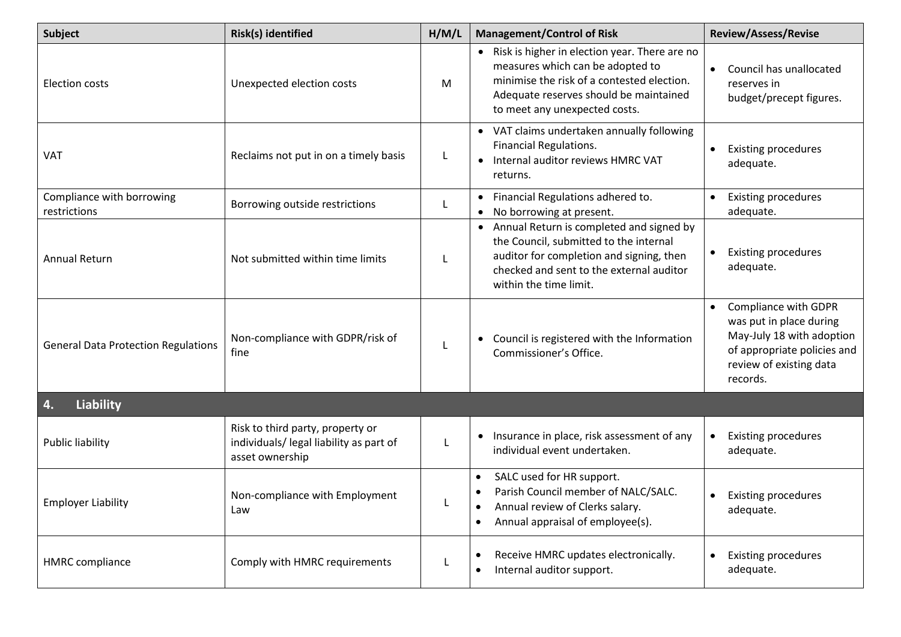| Subject | Risk(s) identified | H/M/L | Management/Control of Risk | Review/Assess/Revise |
|---|---|---|---|---|
| Election costs | Unexpected election costs | M | • Risk is higher in election year. There are no measures which can be adopted to minimise the risk of a contested election. Adequate reserves should be maintained to meet any unexpected costs. | • Council has unallocated reserves in budget/precept figures. |
| VAT | Reclaims not put in on a timely basis | L | • VAT claims undertaken annually following Financial Regulations.<br>• Internal auditor reviews HMRC VAT returns. | • Existing procedures adequate. |
| Compliance with borrowing restrictions | Borrowing outside restrictions | L | • Financial Regulations adhered to.<br>• No borrowing at present. | • Existing procedures adequate. |
| Annual Return | Not submitted within time limits | L | • Annual Return is completed and signed by the Council, submitted to the internal auditor for completion and signing, then checked and sent to the external auditor within the time limit. | • Existing procedures adequate. |
| General Data Protection Regulations | Non-compliance with GDPR/risk of fine | L | • Council is registered with the Information Commissioner's Office. | • Compliance with GDPR was put in place during May-July 18 with adoption of appropriate policies and review of existing data records. |
| **4. Liability** | | | | |
| Public liability | Risk to third party, property or individuals/ legal liability as part of asset ownership | L | • Insurance in place, risk assessment of any individual event undertaken. | • Existing procedures adequate. |
| Employer Liability | Non-compliance with Employment Law | L | • SALC used for HR support.<br>• Parish Council member of NALC/SALC.<br>• Annual review of Clerks salary.<br>• Annual appraisal of employee(s). | • Existing procedures adequate. |
| HMRC compliance | Comply with HMRC requirements | L | • Receive HMRC updates electronically.<br>• Internal auditor support. | • Existing procedures adequate. |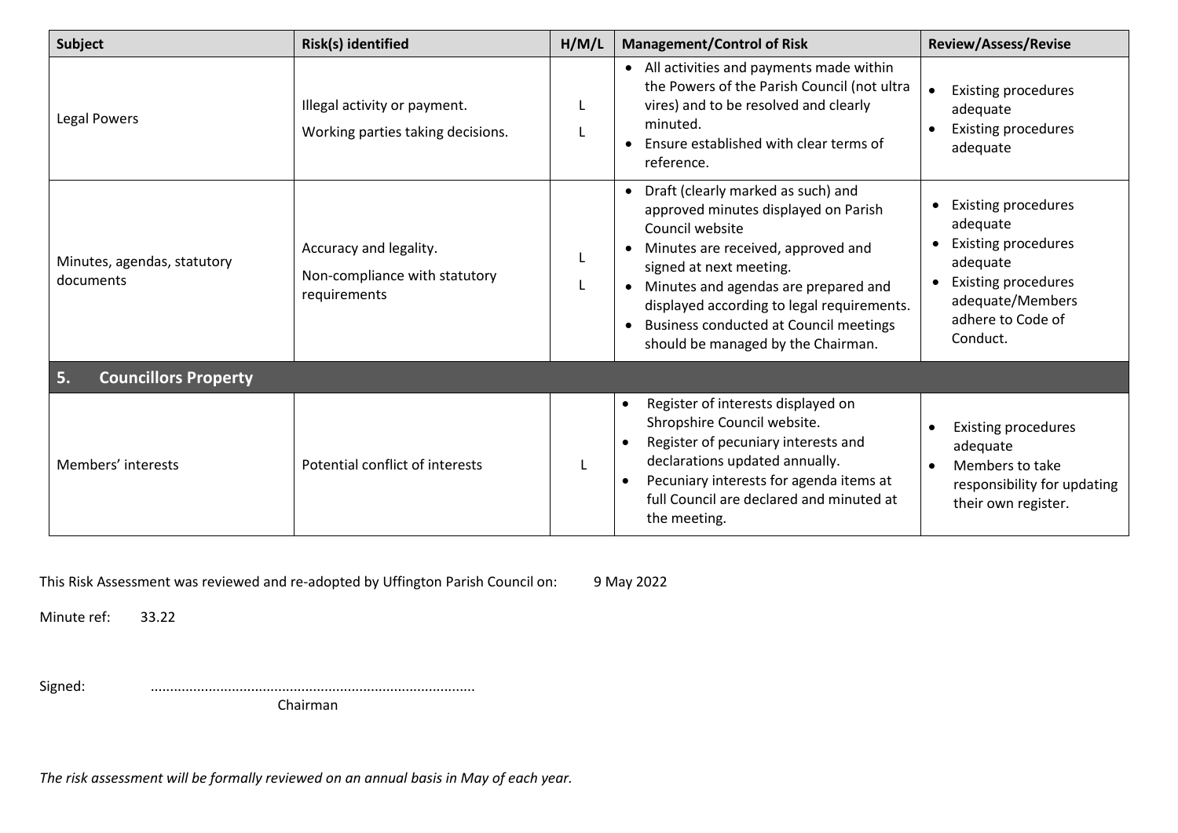| Subject | Risk(s) identified | H/M/L | Management/Control of Risk | Review/Assess/Revise |
|---|---|---|---|---|
| Legal Powers | Illegal activity or payment.<br>Working parties taking decisions. | L<br>L | • All activities and payments made within the Powers of the Parish Council (not ultra vires) and to be resolved and clearly minuted.<br>• Ensure established with clear terms of reference. | • Existing procedures adequate<br>• Existing procedures adequate |
| Minutes, agendas, statutory documents | Accuracy and legality.<br>Non-compliance with statutory requirements | L<br>L | • Draft (clearly marked as such) and approved minutes displayed on Parish Council website<br>• Minutes are received, approved and signed at next meeting.<br>• Minutes and agendas are prepared and displayed according to legal requirements.<br>• Business conducted at Council meetings should be managed by the Chairman. | • Existing procedures adequate<br>• Existing procedures adequate<br>• Existing procedures adequate/Members adhere to Code of Conduct. |
| **5. Councillors Property** | | | | |
| Members' interests | Potential conflict of interests | L | • Register of interests displayed on Shropshire Council website.<br>• Register of pecuniary interests and declarations updated annually.<br>• Pecuniary interests for agenda items at full Council are declared and minuted at the meeting. | • Existing procedures adequate<br>• Members to take responsibility for updating their own register. |

This Risk Assessment was reviewed and re-adopted by Uffington Parish Council on: 9 May 2022

Minute ref: 33.22

Signed: ...................................................................................

Chairman

*The risk assessment will be formally reviewed on an annual basis in May of each year.*